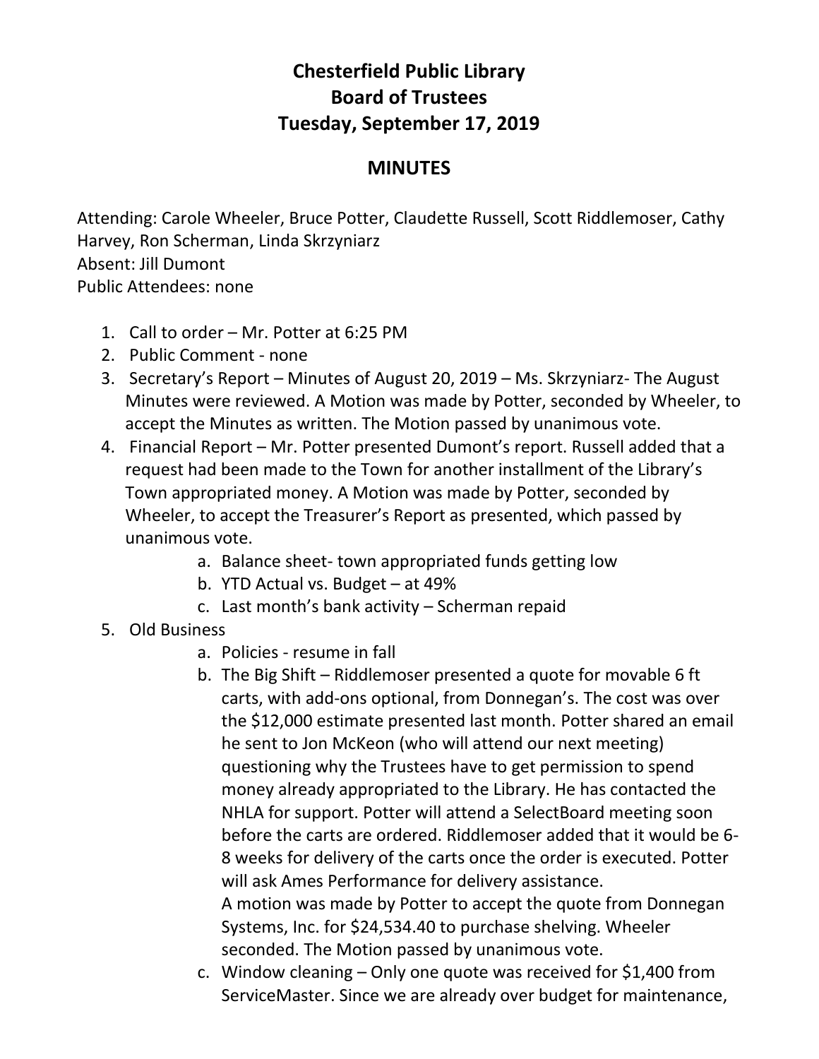# Chesterfield Public Library
## Board of Trustees
## Tuesday, September 17, 2019

## MINUTES

Attending: Carole Wheeler, Bruce Potter, Claudette Russell, Scott Riddlemoser, Cathy Harvey, Ron Scherman, Linda Skrzyniarz
Absent: Jill Dumont
Public Attendees: none

1. Call to order – Mr. Potter at 6:25 PM
2. Public Comment - none
3. Secretary's Report – Minutes of August 20, 2019 – Ms. Skrzyniarz- The August Minutes were reviewed. A Motion was made by Potter, seconded by Wheeler, to accept the Minutes as written. The Motion passed by unanimous vote.
4. Financial Report – Mr. Potter presented Dumont's report. Russell added that a request had been made to the Town for another installment of the Library's Town appropriated money. A Motion was made by Potter, seconded by Wheeler, to accept the Treasurer's Report as presented, which passed by unanimous vote.
    a. Balance sheet- town appropriated funds getting low
    b. YTD Actual vs. Budget – at 49%
    c. Last month's bank activity – Scherman repaid
5. Old Business
    a. Policies - resume in fall
    b. The Big Shift – Riddlemoser presented a quote for movable 6 ft carts, with add-ons optional, from Donnegan's. The cost was over the $12,000 estimate presented last month. Potter shared an email he sent to Jon McKeon (who will attend our next meeting) questioning why the Trustees have to get permission to spend money already appropriated to the Library. He has contacted the NHLA for support. Potter will attend a SelectBoard meeting soon before the carts are ordered. Riddlemoser added that it would be 6-8 weeks for delivery of the carts once the order is executed. Potter will ask Ames Performance for delivery assistance.
       A motion was made by Potter to accept the quote from Donnegan Systems, Inc. for $24,534.40 to purchase shelving. Wheeler seconded. The Motion passed by unanimous vote.
    c. Window cleaning – Only one quote was received for $1,400 from ServiceMaster. Since we are already over budget for maintenance,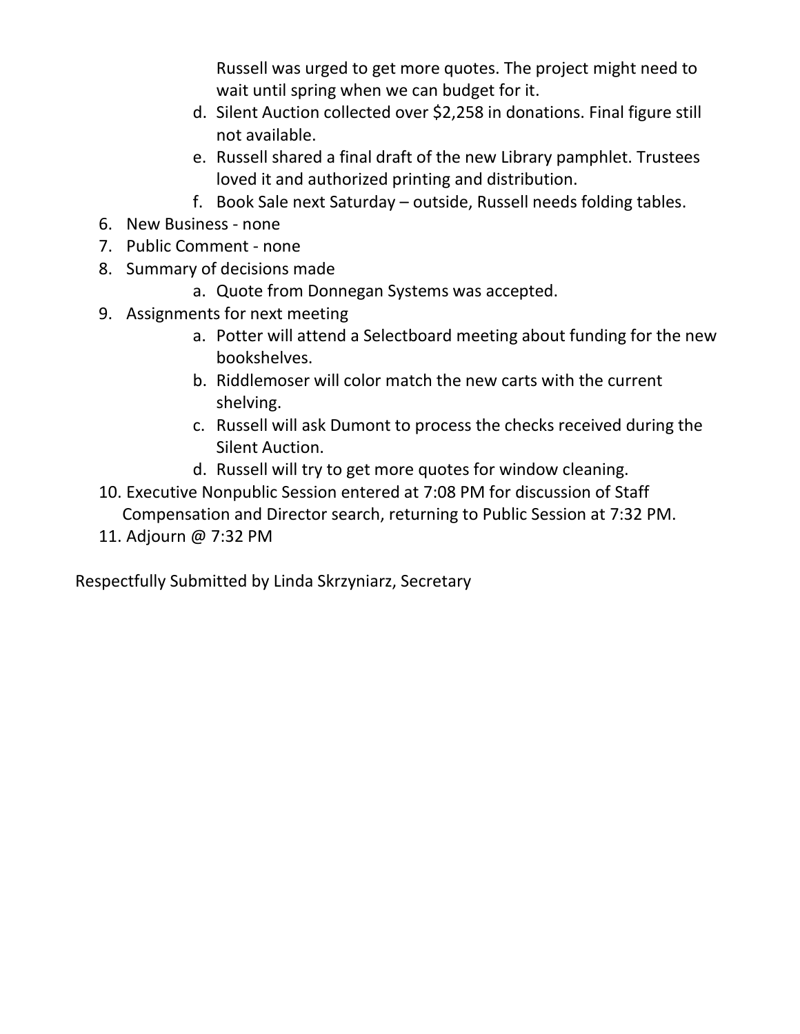Russell was urged to get more quotes. The project might need to wait until spring when we can budget for it.

   d. Silent Auction collected over $2,258 in donations. Final figure still not available.
   e. Russell shared a final draft of the new Library pamphlet. Trustees loved it and authorized printing and distribution.
   f. Book Sale next Saturday – outside, Russell needs folding tables.

6. New Business - none
7. Public Comment - none
8. Summary of decisions made
   a. Quote from Donnegan Systems was accepted.
9. Assignments for next meeting
   a. Potter will attend a Selectboard meeting about funding for the new bookshelves.
   b. Riddlemoser will color match the new carts with the current shelving.
   c. Russell will ask Dumont to process the checks received during the Silent Auction.
   d. Russell will try to get more quotes for window cleaning.
10. Executive Nonpublic Session entered at 7:08 PM for discussion of Staff Compensation and Director search, returning to Public Session at 7:32 PM.
11. Adjourn @ 7:32 PM

Respectfully Submitted by Linda Skrzyniarz, Secretary